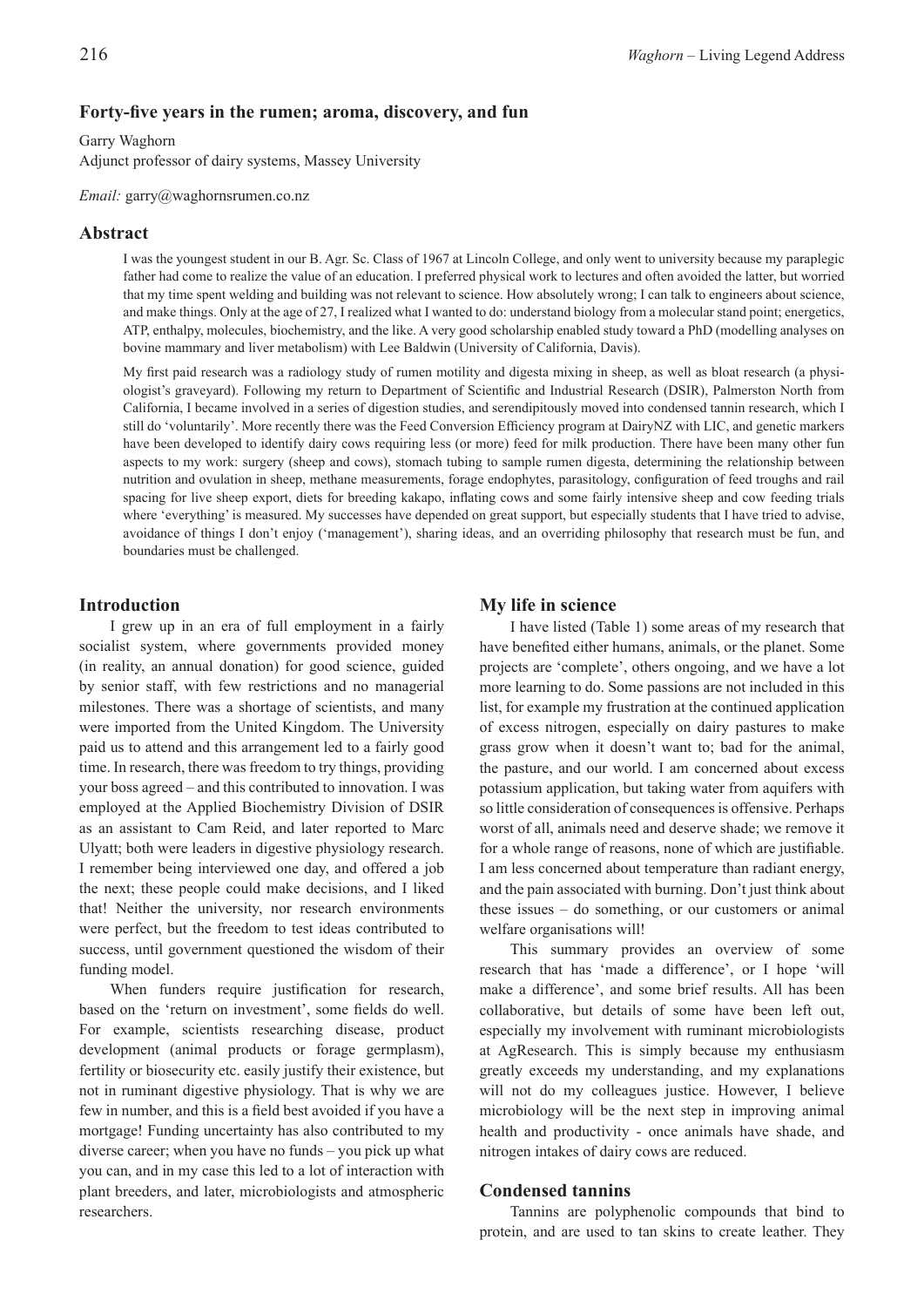# Forty-five years in the rumen; aroma, discovery, and fun

Garry Waghorn

Adjunct professor of dairy systems, Massey University

*Email:* garry@waghornsrumen.co.nz

## Abstract

I was the youngest student in our B. Agr. Sc. Class of 1967 at Lincoln College, and only went to university because my paraplegic father had come to realize the value of an education. I preferred physical work to lectures and often avoided the latter, but worried that my time spent welding and building was not relevant to science. How absolutely wrong; I can talk to engineers about science, and make things. Only at the age of 27, I realized what I wanted to do: understand biology from a molecular stand point; energetics, ATP, enthalpy, molecules, biochemistry, and the like. A very good scholarship enabled study toward a PhD (modelling analyses on bovine mammary and liver metabolism) with Lee Baldwin (University of California, Davis).

My first paid research was a radiology study of rumen motility and digesta mixing in sheep, as well as bloat research (a physiologist's graveyard). Following my return to Department of Scientific and Industrial Research (DSIR), Palmerston North from California, I became involved in a series of digestion studies, and serendipitously moved into condensed tannin research, which I still do 'voluntarily'. More recently there was the Feed Conversion Efficiency program at DairyNZ with LIC, and genetic markers have been developed to identify dairy cows requiring less (or more) feed for milk production. There have been many other fun aspects to my work: surgery (sheep and cows), stomach tubing to sample rumen digesta, determining the relationship between nutrition and ovulation in sheep, methane measurements, forage endophytes, parasitology, configuration of feed troughs and rail spacing for live sheep export, diets for breeding kakapo, inflating cows and some fairly intensive sheep and cow feeding trials where 'everything' is measured. My successes have depended on great support, but especially students that I have tried to advise, avoidance of things I don't enjoy ('management'), sharing ideas, and an overriding philosophy that research must be fun, and boundaries must be challenged.

## Introduction

I grew up in an era of full employment in a fairly socialist system, where governments provided money (in reality, an annual donation) for good science, guided by senior staff, with few restrictions and no managerial milestones. There was a shortage of scientists, and many were imported from the United Kingdom. The University paid us to attend and this arrangement led to a fairly good time. In research, there was freedom to try things, providing your boss agreed – and this contributed to innovation. I was employed at the Applied Biochemistry Division of DSIR as an assistant to Cam Reid, and later reported to Marc Ulyatt; both were leaders in digestive physiology research. I remember being interviewed one day, and offered a job the next; these people could make decisions, and I liked that! Neither the university, nor research environments were perfect, but the freedom to test ideas contributed to success, until government questioned the wisdom of their funding model.

When funders require justification for research, based on the 'return on investment', some fields do well. For example, scientists researching disease, product development (animal products or forage germplasm), fertility or biosecurity etc. easily justify their existence, but not in ruminant digestive physiology. That is why we are few in number, and this is a field best avoided if you have a mortgage! Funding uncertainty has also contributed to my diverse career; when you have no funds – you pick up what you can, and in my case this led to a lot of interaction with plant breeders, and later, microbiologists and atmospheric researchers.

## My life in science

I have listed (Table 1) some areas of my research that have benefited either humans, animals, or the planet. Some projects are 'complete', others ongoing, and we have a lot more learning to do. Some passions are not included in this list, for example my frustration at the continued application of excess nitrogen, especially on dairy pastures to make grass grow when it doesn't want to; bad for the animal, the pasture, and our world. I am concerned about excess potassium application, but taking water from aquifers with so little consideration of consequences is offensive. Perhaps worst of all, animals need and deserve shade; we remove it for a whole range of reasons, none of which are justifiable. I am less concerned about temperature than radiant energy, and the pain associated with burning. Don't just think about these issues – do something, or our customers or animal welfare organisations will!

This summary provides an overview of some research that has 'made a difference', or I hope 'will make a difference', and some brief results. All has been collaborative, but details of some have been left out, especially my involvement with ruminant microbiologists at AgResearch. This is simply because my enthusiasm greatly exceeds my understanding, and my explanations will not do my colleagues justice. However, I believe microbiology will be the next step in improving animal health and productivity - once animals have shade, and nitrogen intakes of dairy cows are reduced.

## Condensed tannins

Tannins are polyphenolic compounds that bind to protein, and are used to tan skins to create leather. They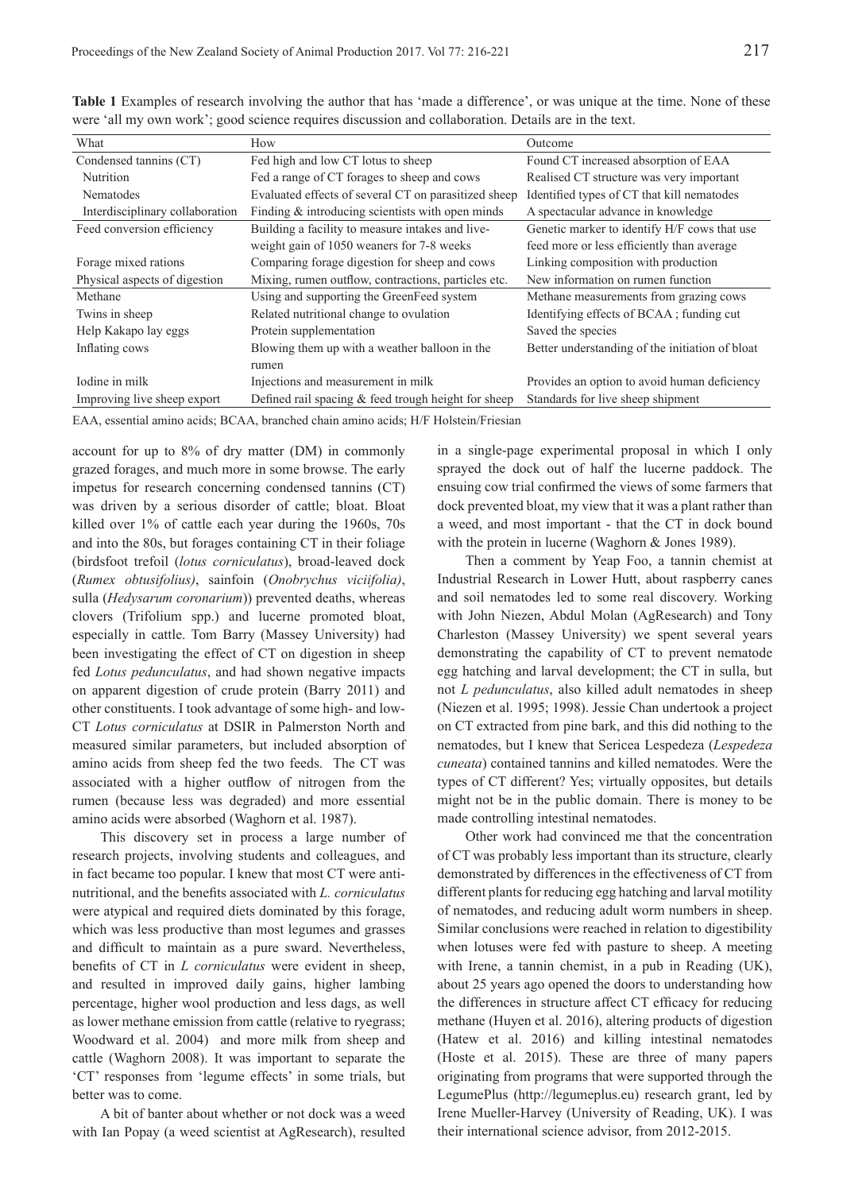**Table 1** Examples of research involving the author that has 'made a difference', or was unique at the time. None of these were 'all my own work'; good science requires discussion and collaboration. Details are in the text.

| What | How | Outcome |
|---|---|---|
| Condensed tannins (CT) | Fed high and low CT lotus to sheep | Found CT increased absorption of EAA |
| Nutrition | Fed a range of CT forages to sheep and cows | Realised CT structure was very important |
| Nematodes | Evaluated effects of several CT on parasitized sheep | Identified types of CT that kill nematodes |
| Interdisciplinary collaboration | Finding & introducing scientists with open minds | A spectacular advance in knowledge |
| Feed conversion efficiency | Building a facility to measure intakes and live-weight gain of 1050 weaners for 7-8 weeks | Genetic marker to identify H/F cows that use feed more or less efficiently than average |
| Forage mixed rations | Comparing forage digestion for sheep and cows | Linking composition with production |
| Physical aspects of digestion | Mixing, rumen outflow, contractions, particles etc. | New information on rumen function |
| Methane | Using and supporting the GreenFeed system | Methane measurements from grazing cows |
| Twins in sheep | Related nutritional change to ovulation | Identifying effects of BCAA ; funding cut |
| Help Kakapo lay eggs | Protein supplementation | Saved the species |
| Inflating cows | Blowing them up with a weather balloon in the rumen | Better understanding of the initiation of bloat |
| Iodine in milk | Injections and measurement in milk | Provides an option to avoid human deficiency |
| Improving live sheep export | Defined rail spacing & feed trough height for sheep | Standards for live sheep shipment |

EAA, essential amino acids; BCAA, branched chain amino acids; H/F Holstein/Friesian

account for up to 8% of dry matter (DM) in commonly grazed forages, and much more in some browse. The early impetus for research concerning condensed tannins (CT) was driven by a serious disorder of cattle; bloat. Bloat killed over 1% of cattle each year during the 1960s, 70s and into the 80s, but forages containing CT in their foliage (birdsfoot trefoil (*lotus corniculatus*), broad-leaved dock (*Rumex obtusifolius)*, sainfoin (*Onobrychus viciifolia)*, sulla (*Hedysarum coronarium*)) prevented deaths, whereas clovers (Trifolium spp.) and lucerne promoted bloat, especially in cattle. Tom Barry (Massey University) had been investigating the effect of CT on digestion in sheep fed *Lotus pedunculatus*, and had shown negative impacts on apparent digestion of crude protein (Barry 2011) and other constituents. I took advantage of some high- and low-CT *Lotus corniculatus* at DSIR in Palmerston North and measured similar parameters, but included absorption of amino acids from sheep fed the two feeds. The CT was associated with a higher outflow of nitrogen from the rumen (because less was degraded) and more essential amino acids were absorbed (Waghorn et al. 1987).

This discovery set in process a large number of research projects, involving students and colleagues, and in fact became too popular. I knew that most CT were anti-nutritional, and the benefits associated with *L. corniculatus* were atypical and required diets dominated by this forage, which was less productive than most legumes and grasses and difficult to maintain as a pure sward. Nevertheless, benefits of CT in *L corniculatus* were evident in sheep, and resulted in improved daily gains, higher lambing percentage, higher wool production and less dags, as well as lower methane emission from cattle (relative to ryegrass; Woodward et al. 2004) and more milk from sheep and cattle (Waghorn 2008). It was important to separate the 'CT' responses from 'legume effects' in some trials, but better was to come.

A bit of banter about whether or not dock was a weed with Ian Popay (a weed scientist at AgResearch), resulted in a single-page experimental proposal in which I only sprayed the dock out of half the lucerne paddock. The ensuing cow trial confirmed the views of some farmers that dock prevented bloat, my view that it was a plant rather than a weed, and most important - that the CT in dock bound with the protein in lucerne (Waghorn & Jones 1989).

Then a comment by Yeap Foo, a tannin chemist at Industrial Research in Lower Hutt, about raspberry canes and soil nematodes led to some real discovery. Working with John Niezen, Abdul Molan (AgResearch) and Tony Charleston (Massey University) we spent several years demonstrating the capability of CT to prevent nematode egg hatching and larval development; the CT in sulla, but not *L pedunculatus*, also killed adult nematodes in sheep (Niezen et al. 1995; 1998). Jessie Chan undertook a project on CT extracted from pine bark, and this did nothing to the nematodes, but I knew that Sericea Lespedeza (*Lespedeza cuneata*) contained tannins and killed nematodes. Were the types of CT different? Yes; virtually opposites, but details might not be in the public domain. There is money to be made controlling intestinal nematodes.

Other work had convinced me that the concentration of CT was probably less important than its structure, clearly demonstrated by differences in the effectiveness of CT from different plants for reducing egg hatching and larval motility of nematodes, and reducing adult worm numbers in sheep. Similar conclusions were reached in relation to digestibility when lotuses were fed with pasture to sheep. A meeting with Irene, a tannin chemist, in a pub in Reading (UK), about 25 years ago opened the doors to understanding how the differences in structure affect CT efficacy for reducing methane (Huyen et al. 2016), altering products of digestion (Hatew et al. 2016) and killing intestinal nematodes (Hoste et al. 2015). These are three of many papers originating from programs that were supported through the LegumePlus (http://legumeplus.eu) research grant, led by Irene Mueller-Harvey (University of Reading, UK). I was their international science advisor, from 2012-2015.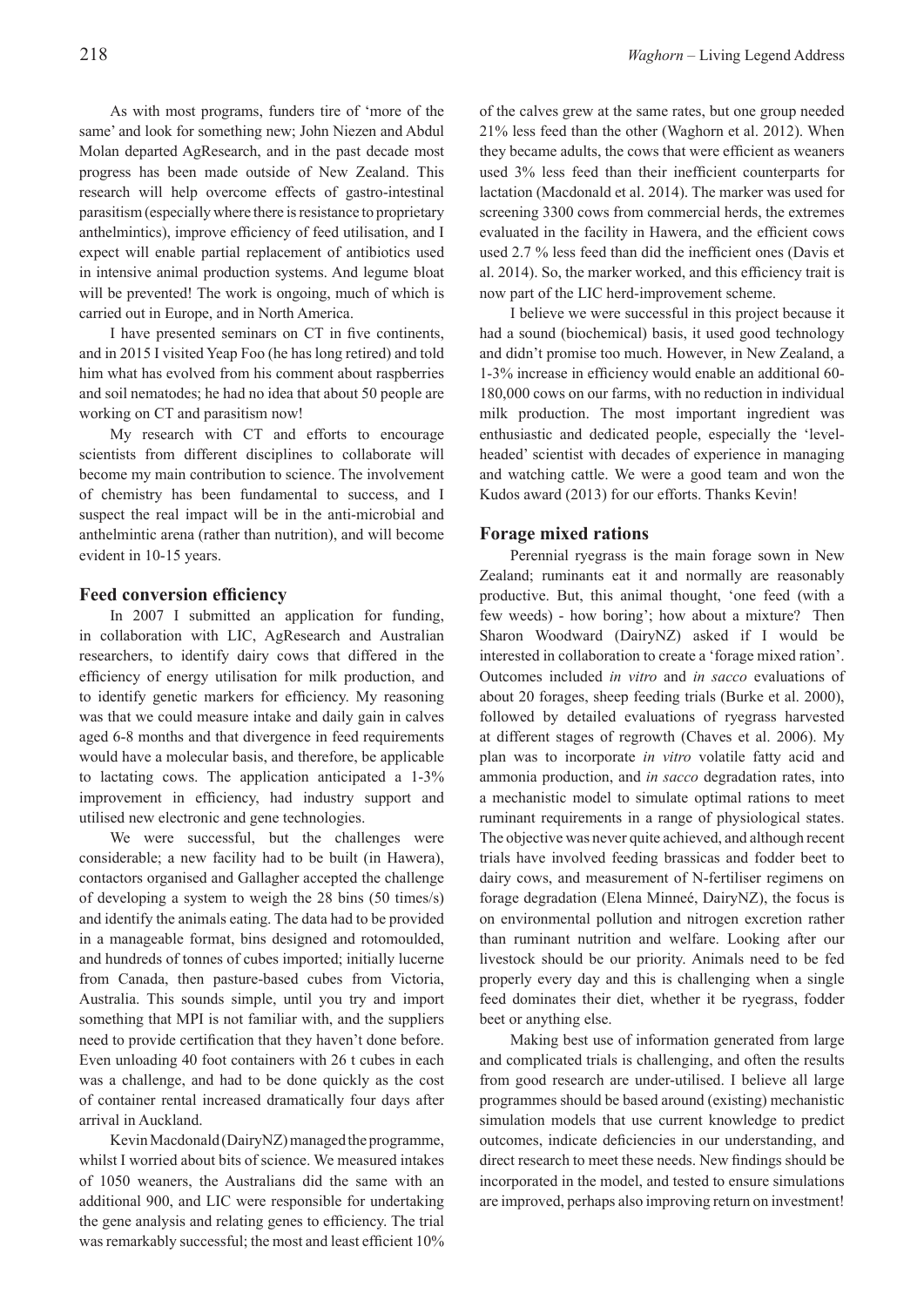As with most programs, funders tire of 'more of the same' and look for something new; John Niezen and Abdul Molan departed AgResearch, and in the past decade most progress has been made outside of New Zealand. This research will help overcome effects of gastro-intestinal parasitism (especially where there is resistance to proprietary anthelmintics), improve efficiency of feed utilisation, and I expect will enable partial replacement of antibiotics used in intensive animal production systems. And legume bloat will be prevented! The work is ongoing, much of which is carried out in Europe, and in North America.

I have presented seminars on CT in five continents, and in 2015 I visited Yeap Foo (he has long retired) and told him what has evolved from his comment about raspberries and soil nematodes; he had no idea that about 50 people are working on CT and parasitism now!

My research with CT and efforts to encourage scientists from different disciplines to collaborate will become my main contribution to science. The involvement of chemistry has been fundamental to success, and I suspect the real impact will be in the anti-microbial and anthelmintic arena (rather than nutrition), and will become evident in 10-15 years.

## Feed conversion efficiency

In 2007 I submitted an application for funding, in collaboration with LIC, AgResearch and Australian researchers, to identify dairy cows that differed in the efficiency of energy utilisation for milk production, and to identify genetic markers for efficiency. My reasoning was that we could measure intake and daily gain in calves aged 6-8 months and that divergence in feed requirements would have a molecular basis, and therefore, be applicable to lactating cows. The application anticipated a 1-3% improvement in efficiency, had industry support and utilised new electronic and gene technologies.

We were successful, but the challenges were considerable; a new facility had to be built (in Hawera), contactors organised and Gallagher accepted the challenge of developing a system to weigh the 28 bins (50 times/s) and identify the animals eating. The data had to be provided in a manageable format, bins designed and rotomoulded, and hundreds of tonnes of cubes imported; initially lucerne from Canada, then pasture-based cubes from Victoria, Australia. This sounds simple, until you try and import something that MPI is not familiar with, and the suppliers need to provide certification that they haven't done before. Even unloading 40 foot containers with 26 t cubes in each was a challenge, and had to be done quickly as the cost of container rental increased dramatically four days after arrival in Auckland.

Kevin Macdonald (DairyNZ) managed the programme, whilst I worried about bits of science. We measured intakes of 1050 weaners, the Australians did the same with an additional 900, and LIC were responsible for undertaking the gene analysis and relating genes to efficiency. The trial was remarkably successful; the most and least efficient 10% of the calves grew at the same rates, but one group needed 21% less feed than the other (Waghorn et al. 2012). When they became adults, the cows that were efficient as weaners used 3% less feed than their inefficient counterparts for lactation (Macdonald et al. 2014). The marker was used for screening 3300 cows from commercial herds, the extremes evaluated in the facility in Hawera, and the efficient cows used 2.7 % less feed than did the inefficient ones (Davis et al. 2014). So, the marker worked, and this efficiency trait is now part of the LIC herd-improvement scheme.

I believe we were successful in this project because it had a sound (biochemical) basis, it used good technology and didn't promise too much. However, in New Zealand, a 1-3% increase in efficiency would enable an additional 60-180,000 cows on our farms, with no reduction in individual milk production. The most important ingredient was enthusiastic and dedicated people, especially the 'level-headed' scientist with decades of experience in managing and watching cattle. We were a good team and won the Kudos award (2013) for our efforts. Thanks Kevin!

## Forage mixed rations

Perennial ryegrass is the main forage sown in New Zealand; ruminants eat it and normally are reasonably productive. But, this animal thought, 'one feed (with a few weeds) - how boring'; how about a mixture? Then Sharon Woodward (DairyNZ) asked if I would be interested in collaboration to create a 'forage mixed ration'. Outcomes included *in vitro* and *in sacco* evaluations of about 20 forages, sheep feeding trials (Burke et al. 2000), followed by detailed evaluations of ryegrass harvested at different stages of regrowth (Chaves et al. 2006). My plan was to incorporate *in vitro* volatile fatty acid and ammonia production, and *in sacco* degradation rates, into a mechanistic model to simulate optimal rations to meet ruminant requirements in a range of physiological states. The objective was never quite achieved, and although recent trials have involved feeding brassicas and fodder beet to dairy cows, and measurement of N-fertiliser regimens on forage degradation (Elena Minneé, DairyNZ), the focus is on environmental pollution and nitrogen excretion rather than ruminant nutrition and welfare. Looking after our livestock should be our priority. Animals need to be fed properly every day and this is challenging when a single feed dominates their diet, whether it be ryegrass, fodder beet or anything else.

Making best use of information generated from large and complicated trials is challenging, and often the results from good research are under-utilised. I believe all large programmes should be based around (existing) mechanistic simulation models that use current knowledge to predict outcomes, indicate deficiencies in our understanding, and direct research to meet these needs. New findings should be incorporated in the model, and tested to ensure simulations are improved, perhaps also improving return on investment!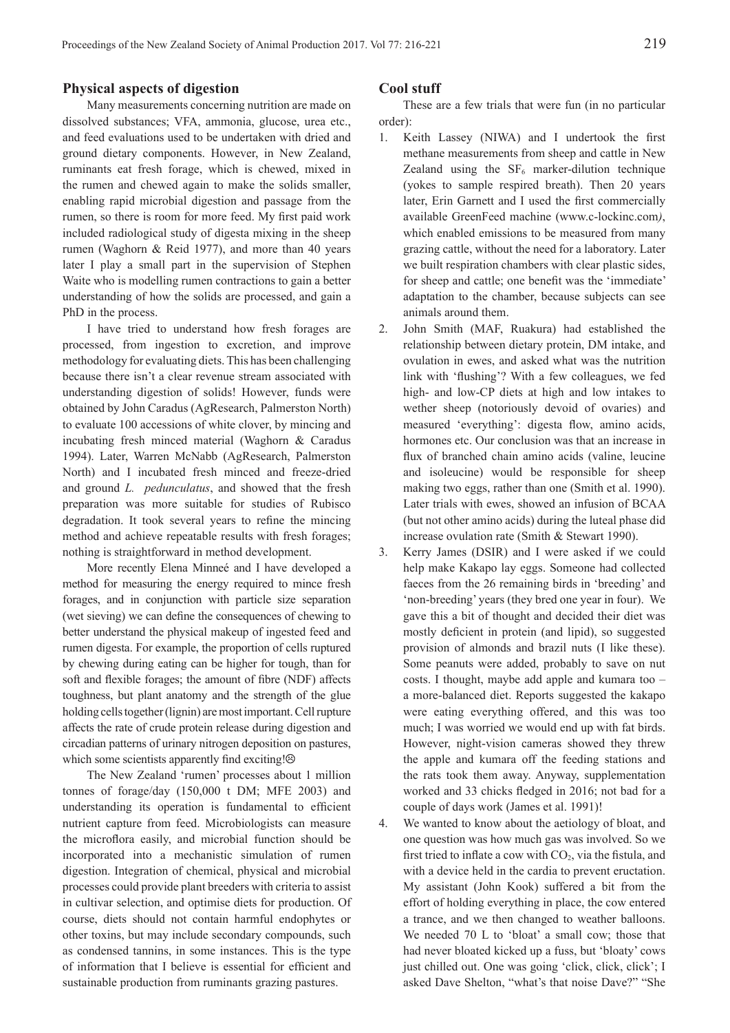## Physical aspects of digestion

Many measurements concerning nutrition are made on dissolved substances; VFA, ammonia, glucose, urea etc., and feed evaluations used to be undertaken with dried and ground dietary components. However, in New Zealand, ruminants eat fresh forage, which is chewed, mixed in the rumen and chewed again to make the solids smaller, enabling rapid microbial digestion and passage from the rumen, so there is room for more feed. My first paid work included radiological study of digesta mixing in the sheep rumen (Waghorn & Reid 1977), and more than 40 years later I play a small part in the supervision of Stephen Waite who is modelling rumen contractions to gain a better understanding of how the solids are processed, and gain a PhD in the process.

I have tried to understand how fresh forages are processed, from ingestion to excretion, and improve methodology for evaluating diets. This has been challenging because there isn't a clear revenue stream associated with understanding digestion of solids! However, funds were obtained by John Caradus (AgResearch, Palmerston North) to evaluate 100 accessions of white clover, by mincing and incubating fresh minced material (Waghorn & Caradus 1994). Later, Warren McNabb (AgResearch, Palmerston North) and I incubated fresh minced and freeze-dried and ground *L. pedunculatus*, and showed that the fresh preparation was more suitable for studies of Rubisco degradation. It took several years to refine the mincing method and achieve repeatable results with fresh forages; nothing is straightforward in method development.

More recently Elena Minneé and I have developed a method for measuring the energy required to mince fresh forages, and in conjunction with particle size separation (wet sieving) we can define the consequences of chewing to better understand the physical makeup of ingested feed and rumen digesta. For example, the proportion of cells ruptured by chewing during eating can be higher for tough, than for soft and flexible forages; the amount of fibre (NDF) affects toughness, but plant anatomy and the strength of the glue holding cells together (lignin) are most important. Cell rupture affects the rate of crude protein release during digestion and circadian patterns of urinary nitrogen deposition on pastures, which some scientists apparently find exciting!☹

The New Zealand 'rumen' processes about 1 million tonnes of forage/day (150,000 t DM; MFE 2003) and understanding its operation is fundamental to efficient nutrient capture from feed. Microbiologists can measure the microflora easily, and microbial function should be incorporated into a mechanistic simulation of rumen digestion. Integration of chemical, physical and microbial processes could provide plant breeders with criteria to assist in cultivar selection, and optimise diets for production. Of course, diets should not contain harmful endophytes or other toxins, but may include secondary compounds, such as condensed tannins, in some instances. This is the type of information that I believe is essential for efficient and sustainable production from ruminants grazing pastures.

## Cool stuff

These are a few trials that were fun (in no particular order):

1. Keith Lassey (NIWA) and I undertook the first methane measurements from sheep and cattle in New Zealand using the $SF_6$ marker-dilution technique (yokes to sample respired breath). Then 20 years later, Erin Garnett and I used the first commercially available GreenFeed machine (www.c-lockinc.com*)*, which enabled emissions to be measured from many grazing cattle, without the need for a laboratory. Later we built respiration chambers with clear plastic sides, for sheep and cattle; one benefit was the 'immediate' adaptation to the chamber, because subjects can see animals around them.
2. John Smith (MAF, Ruakura) had established the relationship between dietary protein, DM intake, and ovulation in ewes, and asked what was the nutrition link with 'flushing'? With a few colleagues, we fed high- and low-CP diets at high and low intakes to wether sheep (notoriously devoid of ovaries) and measured 'everything': digesta flow, amino acids, hormones etc. Our conclusion was that an increase in flux of branched chain amino acids (valine, leucine and isoleucine) would be responsible for sheep making two eggs, rather than one (Smith et al. 1990). Later trials with ewes, showed an infusion of BCAA (but not other amino acids) during the luteal phase did increase ovulation rate (Smith & Stewart 1990).
3. Kerry James (DSIR) and I were asked if we could help make Kakapo lay eggs. Someone had collected faeces from the 26 remaining birds in 'breeding' and 'non-breeding' years (they bred one year in four). We gave this a bit of thought and decided their diet was mostly deficient in protein (and lipid), so suggested provision of almonds and brazil nuts (I like these). Some peanuts were added, probably to save on nut costs. I thought, maybe add apple and kumara too – a more-balanced diet. Reports suggested the kakapo were eating everything offered, and this was too much; I was worried we would end up with fat birds. However, night-vision cameras showed they threw the apple and kumara off the feeding stations and the rats took them away. Anyway, supplementation worked and 33 chicks fledged in 2016; not bad for a couple of days work (James et al. 1991)!
4. We wanted to know about the aetiology of bloat, and one question was how much gas was involved. So we first tried to inflate a cow with $CO_2$, via the fistula, and with a device held in the cardia to prevent eructation. My assistant (John Kook) suffered a bit from the effort of holding everything in place, the cow entered a trance, and we then changed to weather balloons. We needed 70 L to 'bloat' a small cow; those that had never bloated kicked up a fuss, but 'bloaty' cows just chilled out. One was going 'click, click, click'; I asked Dave Shelton, "what's that noise Dave?" "She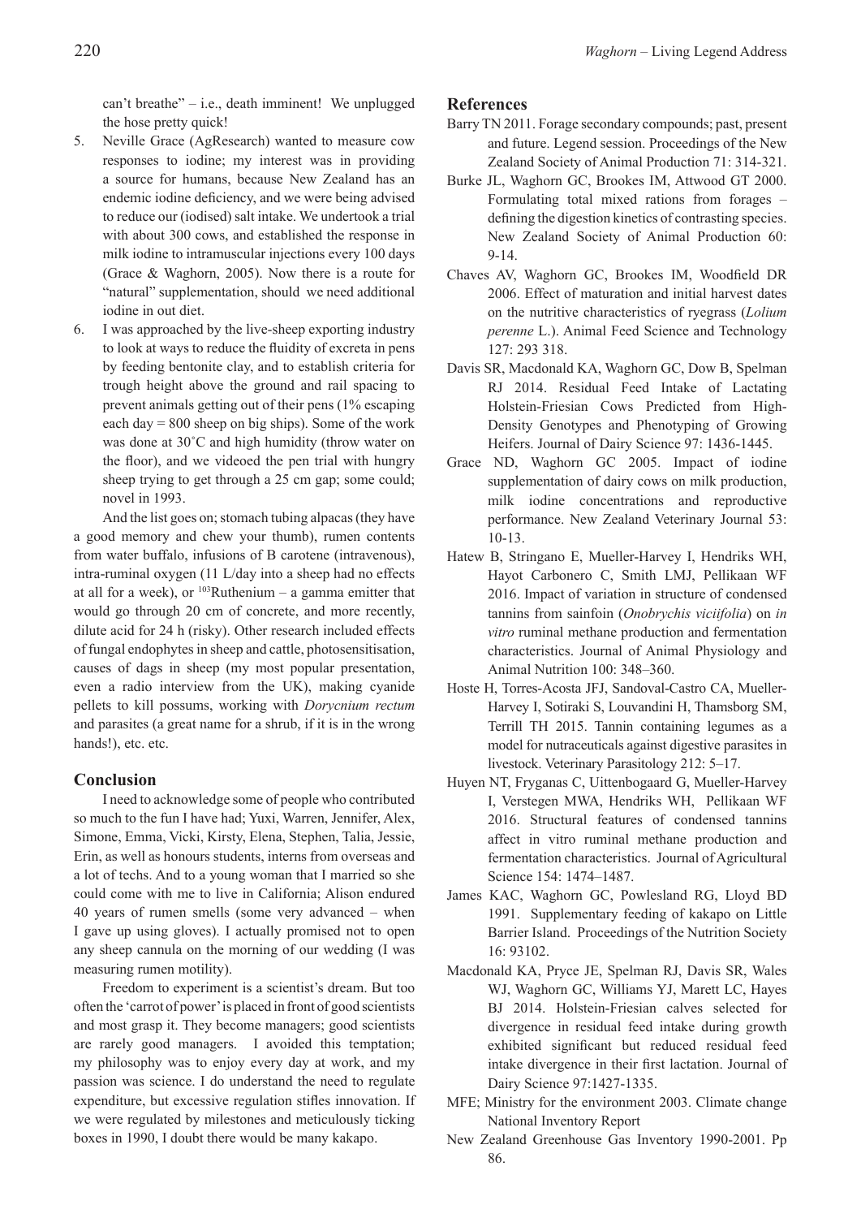can't breathe" – i.e., death imminent! We unplugged the hose pretty quick!

5. Neville Grace (AgResearch) wanted to measure cow responses to iodine; my interest was in providing a source for humans, because New Zealand has an endemic iodine deficiency, and we were being advised to reduce our (iodised) salt intake. We undertook a trial with about 300 cows, and established the response in milk iodine to intramuscular injections every 100 days (Grace & Waghorn, 2005). Now there is a route for "natural" supplementation, should we need additional iodine in out diet.
6. I was approached by the live-sheep exporting industry to look at ways to reduce the fluidity of excreta in pens by feeding bentonite clay, and to establish criteria for trough height above the ground and rail spacing to prevent animals getting out of their pens (1% escaping each day = 800 sheep on big ships). Some of the work was done at 30˚C and high humidity (throw water on the floor), and we videoed the pen trial with hungry sheep trying to get through a 25 cm gap; some could; novel in 1993.

And the list goes on; stomach tubing alpacas (they have a good memory and chew your thumb), rumen contents from water buffalo, infusions of B carotene (intravenous), intra-ruminal oxygen (11 L/day into a sheep had no effects at all for a week), or $^{103}$Ruthenium – a gamma emitter that would go through 20 cm of concrete, and more recently, dilute acid for 24 h (risky). Other research included effects of fungal endophytes in sheep and cattle, photosensitisation, causes of dags in sheep (my most popular presentation, even a radio interview from the UK), making cyanide pellets to kill possums, working with *Dorycnium rectum* and parasites (a great name for a shrub, if it is in the wrong hands!), etc. etc.

## Conclusion

I need to acknowledge some of people who contributed so much to the fun I have had; Yuxi, Warren, Jennifer, Alex, Simone, Emma, Vicki, Kirsty, Elena, Stephen, Talia, Jessie, Erin, as well as honours students, interns from overseas and a lot of techs. And to a young woman that I married so she could come with me to live in California; Alison endured 40 years of rumen smells (some very advanced – when I gave up using gloves). I actually promised not to open any sheep cannula on the morning of our wedding (I was measuring rumen motility).

Freedom to experiment is a scientist's dream. But too often the 'carrot of power' is placed in front of good scientists and most grasp it. They become managers; good scientists are rarely good managers. I avoided this temptation; my philosophy was to enjoy every day at work, and my passion was science. I do understand the need to regulate expenditure, but excessive regulation stifles innovation. If we were regulated by milestones and meticulously ticking boxes in 1990, I doubt there would be many kakapo.

## References

Barry TN 2011. Forage secondary compounds; past, present and future. Legend session. Proceedings of the New Zealand Society of Animal Production 71: 314-321.

Burke JL, Waghorn GC, Brookes IM, Attwood GT 2000. Formulating total mixed rations from forages – defining the digestion kinetics of contrasting species. New Zealand Society of Animal Production 60: 9-14.

Chaves AV, Waghorn GC, Brookes IM, Woodfield DR 2006. Effect of maturation and initial harvest dates on the nutritive characteristics of ryegrass (*Lolium perenne* L.). Animal Feed Science and Technology 127: 293 318.

Davis SR, Macdonald KA, Waghorn GC, Dow B, Spelman RJ 2014. Residual Feed Intake of Lactating Holstein-Friesian Cows Predicted from High-Density Genotypes and Phenotyping of Growing Heifers. Journal of Dairy Science 97: 1436-1445.

Grace ND, Waghorn GC 2005. Impact of iodine supplementation of dairy cows on milk production, milk iodine concentrations and reproductive performance. New Zealand Veterinary Journal 53: 10-13.

Hatew B, Stringano E, Mueller-Harvey I, Hendriks WH, Hayot Carbonero C, Smith LMJ, Pellikaan WF 2016. Impact of variation in structure of condensed tannins from sainfoin (*Onobrychis viciifolia*) on *in vitro* ruminal methane production and fermentation characteristics. Journal of Animal Physiology and Animal Nutrition 100: 348–360.

Hoste H, Torres-Acosta JFJ, Sandoval-Castro CA, Mueller-Harvey I, Sotiraki S, Louvandini H, Thamsborg SM, Terrill TH 2015. Tannin containing legumes as a model for nutraceuticals against digestive parasites in livestock. Veterinary Parasitology 212: 5–17.

Huyen NT, Fryganas C, Uittenbogaard G, Mueller-Harvey I, Verstegen MWA, Hendriks WH, Pellikaan WF 2016. Structural features of condensed tannins affect in vitro ruminal methane production and fermentation characteristics. Journal of Agricultural Science 154: 1474–1487.

James KAC, Waghorn GC, Powlesland RG, Lloyd BD 1991. Supplementary feeding of kakapo on Little Barrier Island. Proceedings of the Nutrition Society 16: 93102.

Macdonald KA, Pryce JE, Spelman RJ, Davis SR, Wales WJ, Waghorn GC, Williams YJ, Marett LC, Hayes BJ 2014. Holstein-Friesian calves selected for divergence in residual feed intake during growth exhibited significant but reduced residual feed intake divergence in their first lactation. Journal of Dairy Science 97:1427-1335.

MFE; Ministry for the environment 2003. Climate change National Inventory Report

New Zealand Greenhouse Gas Inventory 1990-2001. Pp 86.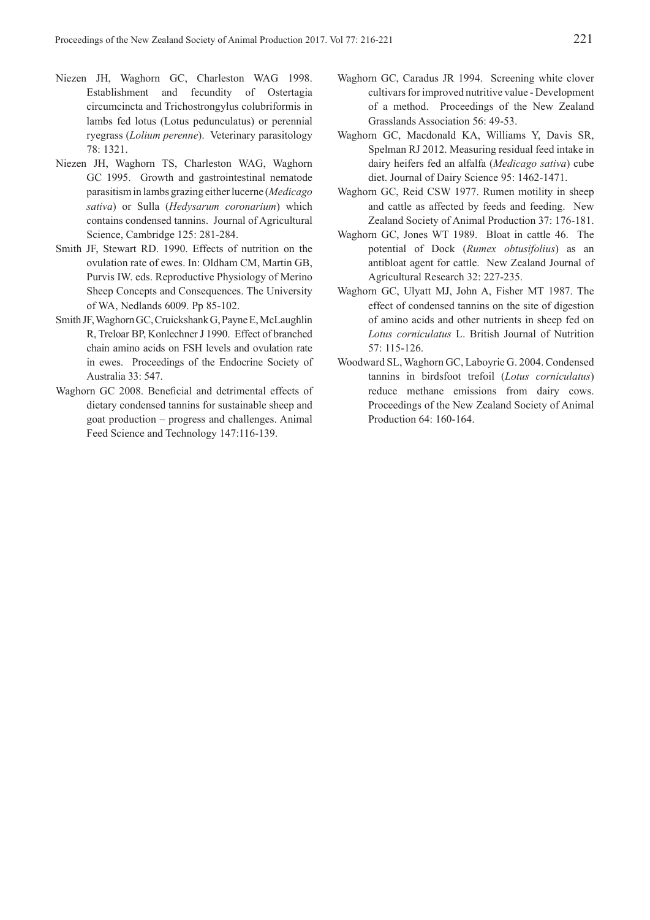Niezen JH, Waghorn GC, Charleston WAG 1998. Establishment and fecundity of Ostertagia circumcincta and Trichostrongylus colubriformis in lambs fed lotus (Lotus pedunculatus) or perennial ryegrass (*Lolium perenne*). Veterinary parasitology 78: 1321.

Niezen JH, Waghorn TS, Charleston WAG, Waghorn GC 1995. Growth and gastrointestinal nematode parasitism in lambs grazing either lucerne (*Medicago sativa*) or Sulla (*Hedysarum coronarium*) which contains condensed tannins. Journal of Agricultural Science, Cambridge 125: 281-284.

Smith JF, Stewart RD. 1990. Effects of nutrition on the ovulation rate of ewes. In: Oldham CM, Martin GB, Purvis IW. eds. Reproductive Physiology of Merino Sheep Concepts and Consequences. The University of WA, Nedlands 6009. Pp 85-102.

Smith JF, Waghorn GC, Cruickshank G, Payne E, McLaughlin R, Treloar BP, Konlechner J 1990. Effect of branched chain amino acids on FSH levels and ovulation rate in ewes. Proceedings of the Endocrine Society of Australia 33: 547.

Waghorn GC 2008. Beneficial and detrimental effects of dietary condensed tannins for sustainable sheep and goat production – progress and challenges. Animal Feed Science and Technology 147:116-139.

Waghorn GC, Caradus JR 1994. Screening white clover cultivars for improved nutritive value - Development of a method. Proceedings of the New Zealand Grasslands Association 56: 49-53.

Waghorn GC, Macdonald KA, Williams Y, Davis SR, Spelman RJ 2012. Measuring residual feed intake in dairy heifers fed an alfalfa (*Medicago sativa*) cube diet. Journal of Dairy Science 95: 1462-1471.

Waghorn GC, Reid CSW 1977. Rumen motility in sheep and cattle as affected by feeds and feeding. New Zealand Society of Animal Production 37: 176-181.

Waghorn GC, Jones WT 1989. Bloat in cattle 46. The potential of Dock (*Rumex obtusifolius*) as an antibloat agent for cattle. New Zealand Journal of Agricultural Research 32: 227-235.

Waghorn GC, Ulyatt MJ, John A, Fisher MT 1987. The effect of condensed tannins on the site of digestion of amino acids and other nutrients in sheep fed on *Lotus corniculatus* L. British Journal of Nutrition 57: 115-126.

Woodward SL, Waghorn GC, Laboyrie G. 2004. Condensed tannins in birdsfoot trefoil (*Lotus corniculatus*) reduce methane emissions from dairy cows. Proceedings of the New Zealand Society of Animal Production 64: 160-164.